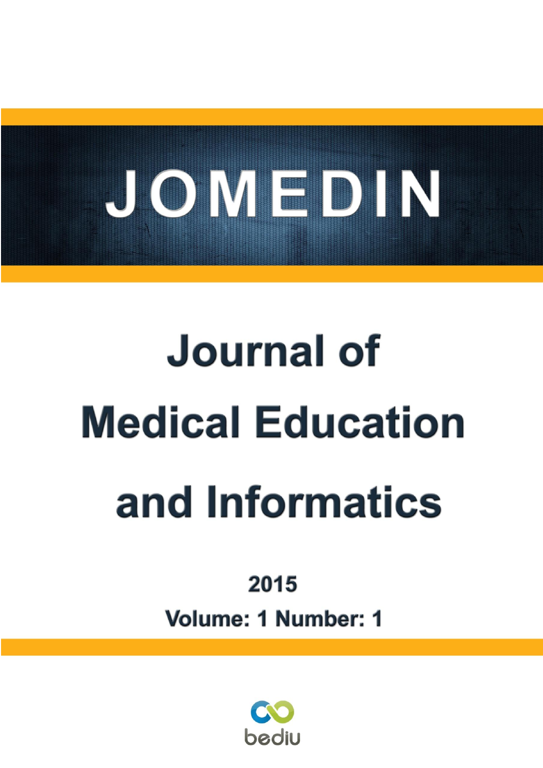# JOMEDIN

# Journal of Medical Education and Informatics

**2015**

**Volume: 1 Number: 1**

bediu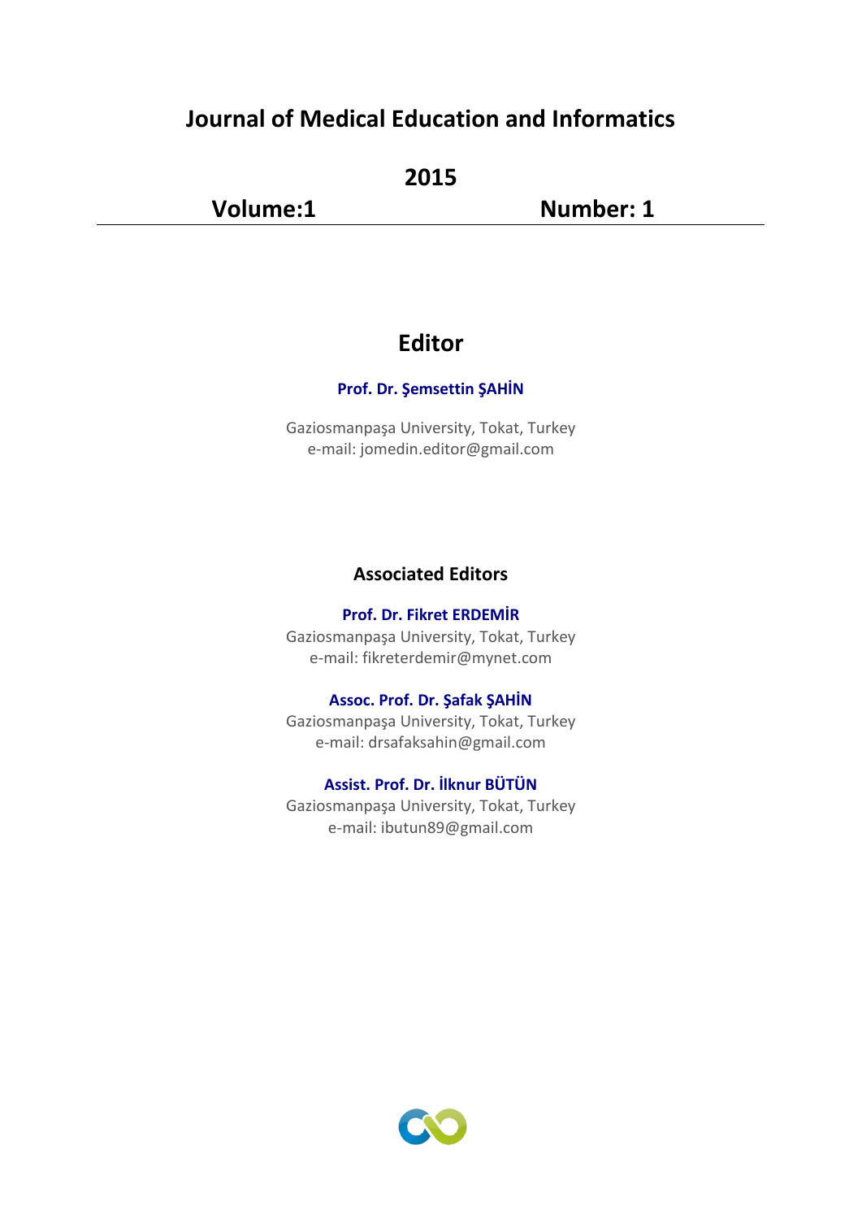# Journal of Medical Education and Informatics

**2015**

**Volume:1** **Number: 1**

---

## Editor

**Prof. Dr. Şemsettin ŞAHİN**

Gaziosmanpaşa University, Tokat, Turkey
e-mail: jomedin.editor@gmail.com

### Associated Editors

**Prof. Dr. Fikret ERDEMİR**
Gaziosmanpaşa University, Tokat, Turkey
e-mail: fikreterdemir@mynet.com

**Assoc. Prof. Dr. Şafak ŞAHİN**
Gaziosmanpaşa University, Tokat, Turkey
e-mail: drsafaksahin@gmail.com

**Assist. Prof. Dr. İlknur BÜTÜN**
Gaziosmanpaşa University, Tokat, Turkey
e-mail: ibutun89@gmail.com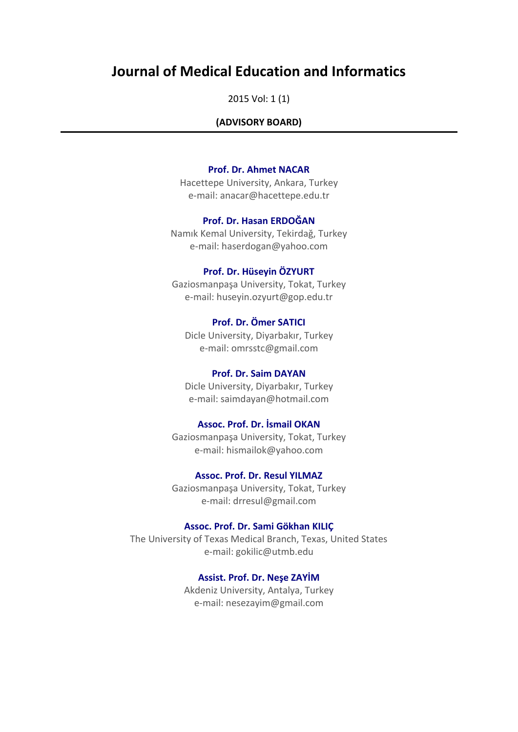# Journal of Medical Education and Informatics

2015 Vol: 1 (1)

**(ADVISORY BOARD)**

---

**Prof. Dr. Ahmet NACAR**
Hacettepe University, Ankara, Turkey
e-mail: anacar@hacettepe.edu.tr

**Prof. Dr. Hasan ERDOĞAN**
Namık Kemal University, Tekirdağ, Turkey
e-mail: haserdogan@yahoo.com

**Prof. Dr. Hüseyin ÖZYURT**
Gaziosmanpaşa University, Tokat, Turkey
e-mail: huseyin.ozyurt@gop.edu.tr

**Prof. Dr. Ömer SATICI**
Dicle University, Diyarbakır, Turkey
e-mail: omrsstc@gmail.com

**Prof. Dr. Saim DAYAN**
Dicle University, Diyarbakır, Turkey
e-mail: saimdayan@hotmail.com

**Assoc. Prof. Dr. İsmail OKAN**
Gaziosmanpaşa University, Tokat, Turkey
e-mail: hismailok@yahoo.com

**Assoc. Prof. Dr. Resul YILMAZ**
Gaziosmanpaşa University, Tokat, Turkey
e-mail: drresul@gmail.com

**Assoc. Prof. Dr. Sami Gökhan KILIÇ**
The University of Texas Medical Branch, Texas, United States
e-mail: gokilic@utmb.edu

**Assist. Prof. Dr. Neşe ZAYİM**
Akdeniz University, Antalya, Turkey
e-mail: nesezayim@gmail.com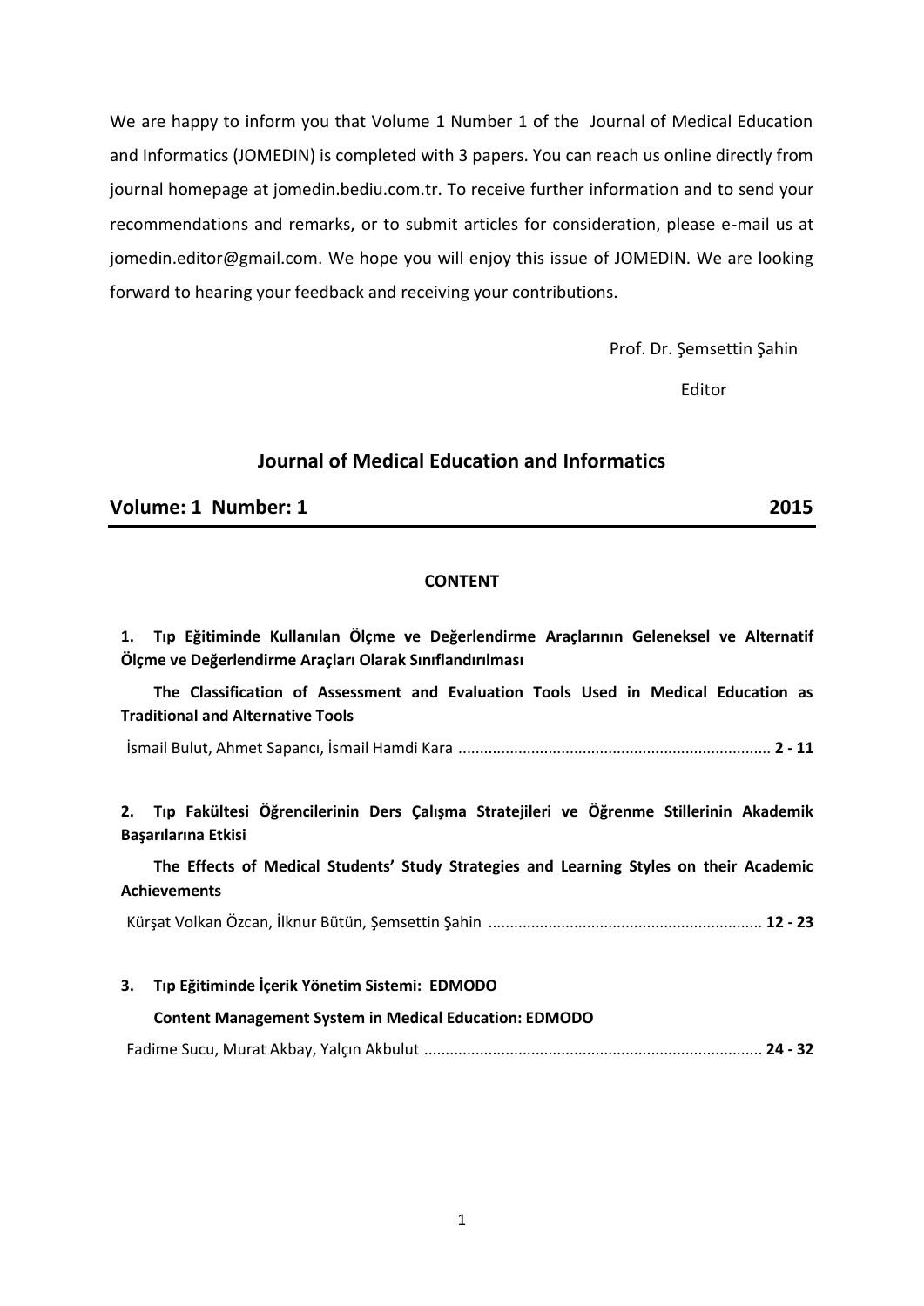We are happy to inform you that Volume 1 Number 1 of the Journal of Medical Education and Informatics (JOMEDIN) is completed with 3 papers. You can reach us online directly from journal homepage at jomedin.bediu.com.tr. To receive further information and to send your recommendations and remarks, or to submit articles for consideration, please e-mail us at jomedin.editor@gmail.com. We hope you will enjoy this issue of JOMEDIN. We are looking forward to hearing your feedback and receiving your contributions.

Prof. Dr. Şemsettin Şahin

Editor

## Journal of Medical Education and Informatics

**Volume: 1 Number: 1** **2015**

### CONTENT

**1. Tıp Eğitiminde Kullanılan Ölçme ve Değerlendirme Araçlarının Geleneksel ve Alternatif Ölçme ve Değerlendirme Araçları Olarak Sınıflandırılması**

**The Classification of Assessment and Evaluation Tools Used in Medical Education as Traditional and Alternative Tools**

İsmail Bulut, Ahmet Sapancı, İsmail Hamdi Kara ........................................................................ **2 - 11**

**2. Tıp Fakültesi Öğrencilerinin Ders Çalışma Stratejileri ve Öğrenme Stillerinin Akademik Başarılarına Etkisi**

**The Effects of Medical Students' Study Strategies and Learning Styles on their Academic Achievements**

Kürşat Volkan Özcan, İlknur Bütün, Şemsettin Şahin ............................................................... **12 - 23**

**3. Tıp Eğitiminde İçerik Yönetim Sistemi: EDMODO**

**Content Management System in Medical Education: EDMODO**

Fadime Sucu, Murat Akbay, Yalçın Akbulut .............................................................................. **24 - 32**